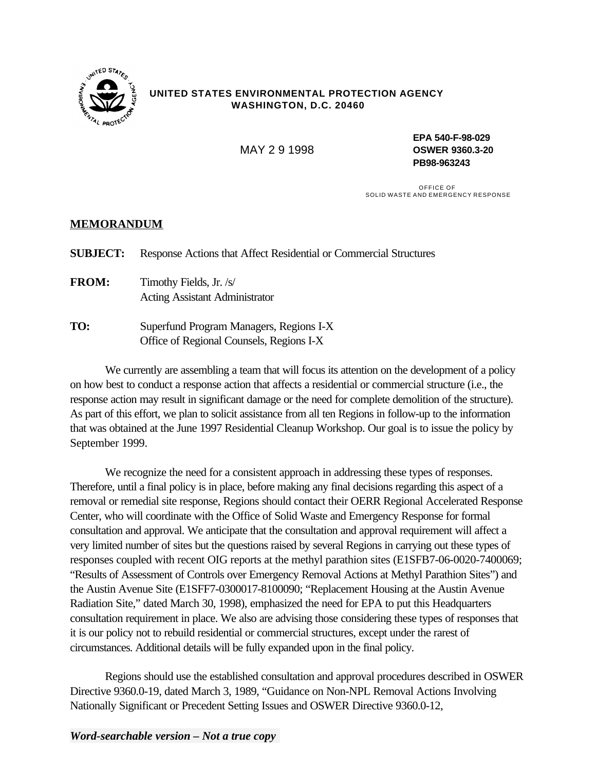**UNITED STATES ENVIRONMENTAL PROTECTION AGENCY**
**WASHINGTON, D.C. 20460**

MAY 2 9 1998

**EPA 540-F-98-029**
**OSWER 9360.3-20**
**PB98-963243**

OFFICE OF
SOLID WASTE AND EMERGENCY RESPONSE

**MEMORANDUM**

**SUBJECT:** Response Actions that Affect Residential or Commercial Structures

**FROM:** Timothy Fields, Jr. /s/
Acting Assistant Administrator

**TO:** Superfund Program Managers, Regions I-X
Office of Regional Counsels, Regions I-X

We currently are assembling a team that will focus its attention on the development of a policy on how best to conduct a response action that affects a residential or commercial structure (i.e., the response action may result in significant damage or the need for complete demolition of the structure). As part of this effort, we plan to solicit assistance from all ten Regions in follow-up to the information that was obtained at the June 1997 Residential Cleanup Workshop. Our goal is to issue the policy by September 1999.

We recognize the need for a consistent approach in addressing these types of responses. Therefore, until a final policy is in place, before making any final decisions regarding this aspect of a removal or remedial site response, Regions should contact their OERR Regional Accelerated Response Center, who will coordinate with the Office of Solid Waste and Emergency Response for formal consultation and approval. We anticipate that the consultation and approval requirement will affect a very limited number of sites but the questions raised by several Regions in carrying out these types of responses coupled with recent OIG reports at the methyl parathion sites (E1SFB7-06-0020-7400069; "Results of Assessment of Controls over Emergency Removal Actions at Methyl Parathion Sites") and the Austin Avenue Site (E1SFF7-0300017-8100090; "Replacement Housing at the Austin Avenue Radiation Site," dated March 30, 1998), emphasized the need for EPA to put this Headquarters consultation requirement in place. We also are advising those considering these types of responses that it is our policy not to rebuild residential or commercial structures, except under the rarest of circumstances. Additional details will be fully expanded upon in the final policy.

Regions should use the established consultation and approval procedures described in OSWER Directive 9360.0-19, dated March 3, 1989, "Guidance on Non-NPL Removal Actions Involving Nationally Significant or Precedent Setting Issues and OSWER Directive 9360.0-12,

***Word-searchable version – Not a true copy***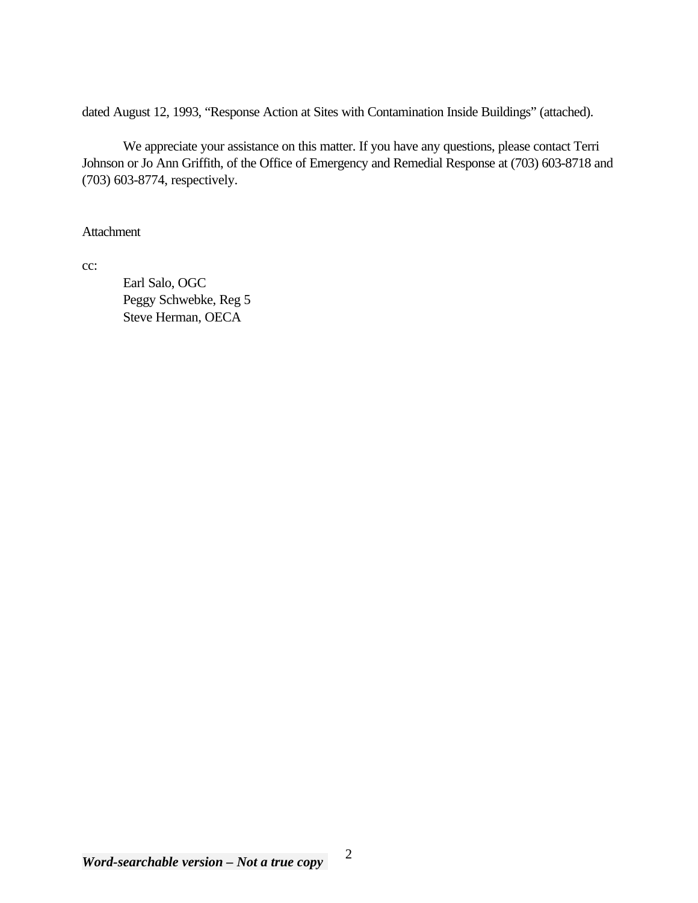dated August 12, 1993, "Response Action at Sites with Contamination Inside Buildings" (attached).

We appreciate your assistance on this matter. If you have any questions, please contact Terri Johnson or Jo Ann Griffith, of the Office of Emergency and Remedial Response at (703) 603-8718 and (703) 603-8774, respectively.

Attachment

cc:

Earl Salo, OGC  
Peggy Schwebke, Reg 5  
Steve Herman, OECA

***Word-searchable version – Not a true copy***